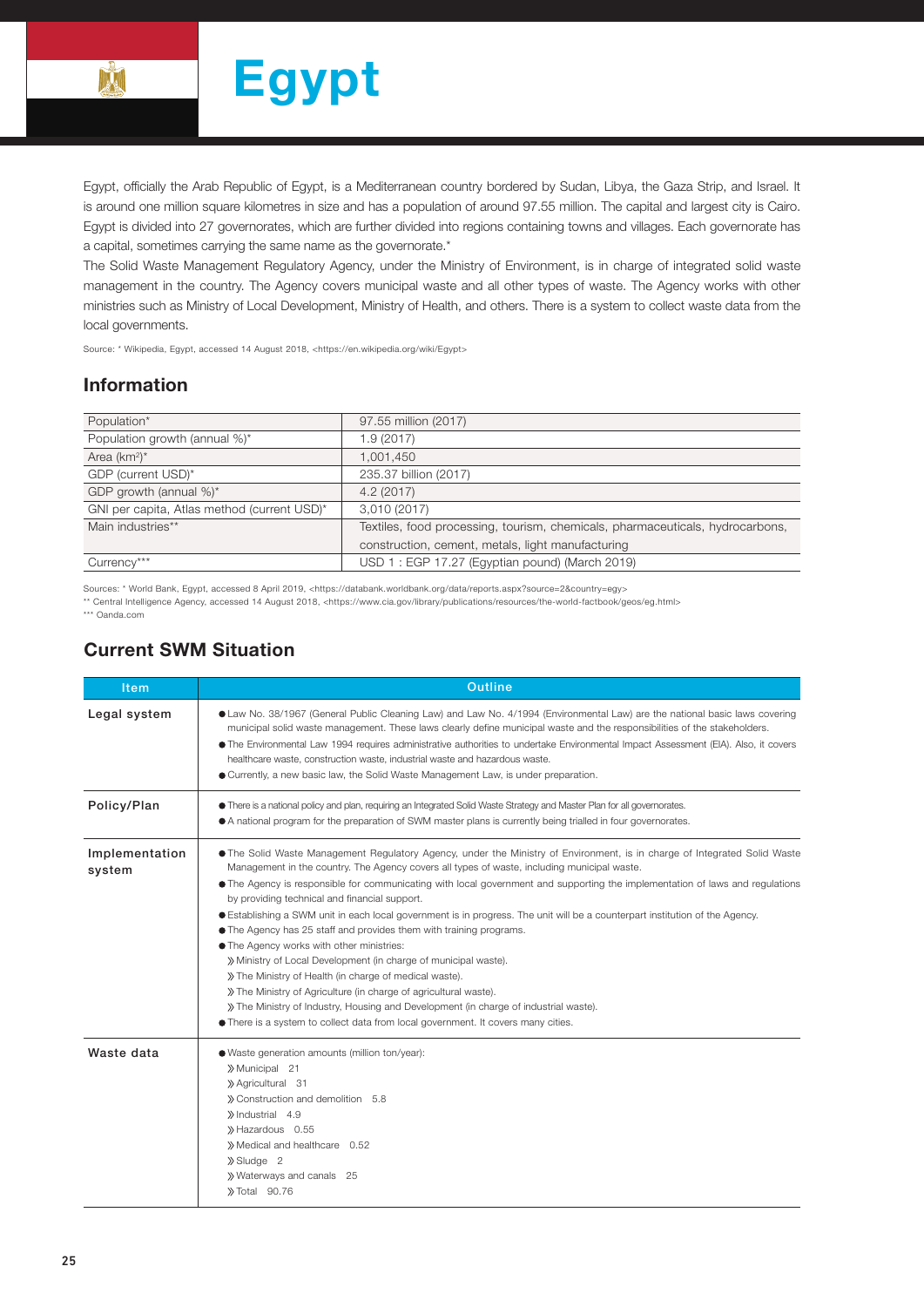# Egypt

Egypt, officially the Arab Republic of Egypt, is a Mediterranean country bordered by Sudan, Libya, the Gaza Strip, and Israel. It is around one million square kilometres in size and has a population of around 97.55 million. The capital and largest city is Cairo. Egypt is divided into 27 governorates, which are further divided into regions containing towns and villages. Each governorate has a capital, sometimes carrying the same name as the governorate.*

The Solid Waste Management Regulatory Agency, under the Ministry of Environment, is in charge of integrated solid waste management in the country. The Agency covers municipal waste and all other types of waste. The Agency works with other ministries such as Ministry of Local Development, Ministry of Health, and others. There is a system to collect waste data from the local governments.

Source: * Wikipedia, Egypt, accessed 14 August 2018, <https://en.wikipedia.org/wiki/Egypt>

## Information

| | |
|---|---|
| Population* | 97.55 million (2017) |
| Population growth (annual %)* | 1.9 (2017) |
| Area (km²)* | 1,001,450 |
| GDP (current USD)* | 235.37 billion (2017) |
| GDP growth (annual %)* | 4.2 (2017) |
| GNI per capita, Atlas method (current USD)* | 3,010 (2017) |
| Main industries** | Textiles, food processing, tourism, chemicals, pharmaceuticals, hydrocarbons, construction, cement, metals, light manufacturing |
| Currency*** | USD 1 : EGP 17.27 (Egyptian pound) (March 2019) |

Sources: * World Bank, Egypt, accessed 8 April 2019, <https://databank.worldbank.org/data/reports.aspx?source=2&country=egy>
** Central Intelligence Agency, accessed 14 August 2018, <https://www.cia.gov/library/publications/resources/the-world-factbook/geos/eg.html>
*** Oanda.com

## Current SWM Situation

| Item | Outline |
|---|---|
| Legal system | ● Law No. 38/1967 (General Public Cleaning Law) and Law No. 4/1994 (Environmental Law) are the national basic laws covering municipal solid waste management. These laws clearly define municipal waste and the responsibilities of the stakeholders.<br>● The Environmental Law 1994 requires administrative authorities to undertake Environmental Impact Assessment (EIA). Also, it covers healthcare waste, construction waste, industrial waste and hazardous waste.<br>● Currently, a new basic law, the Solid Waste Management Law, is under preparation. |
| Policy/Plan | ● There is a national policy and plan, requiring an Integrated Solid Waste Strategy and Master Plan for all governorates.<br>● A national program for the preparation of SWM master plans is currently being trialled in four governorates. |
| Implementation system | ● The Solid Waste Management Regulatory Agency, under the Ministry of Environment, is in charge of Integrated Solid Waste Management in the country. The Agency covers all types of waste, including municipal waste.<br>● The Agency is responsible for communicating with local government and supporting the implementation of laws and regulations by providing technical and financial support.<br>● Establishing a SWM unit in each local government is in progress. The unit will be a counterpart institution of the Agency.<br>● The Agency has 25 staff and provides them with training programs.<br>● The Agency works with other ministries:<br>》Ministry of Local Development (in charge of municipal waste).<br>》The Ministry of Health (in charge of medical waste).<br>》The Ministry of Agriculture (in charge of agricultural waste).<br>》The Ministry of Industry, Housing and Development (in charge of industrial waste).<br>● There is a system to collect data from local government. It covers many cities. |
| Waste data | ● Waste generation amounts (million ton/year):<br>》Municipal 21<br>》Agricultural 31<br>》Construction and demolition 5.8<br>》Industrial 4.9<br>》Hazardous 0.55<br>》Medical and healthcare 0.52<br>》Sludge 2<br>》Waterways and canals 25<br>》Total 90.76 |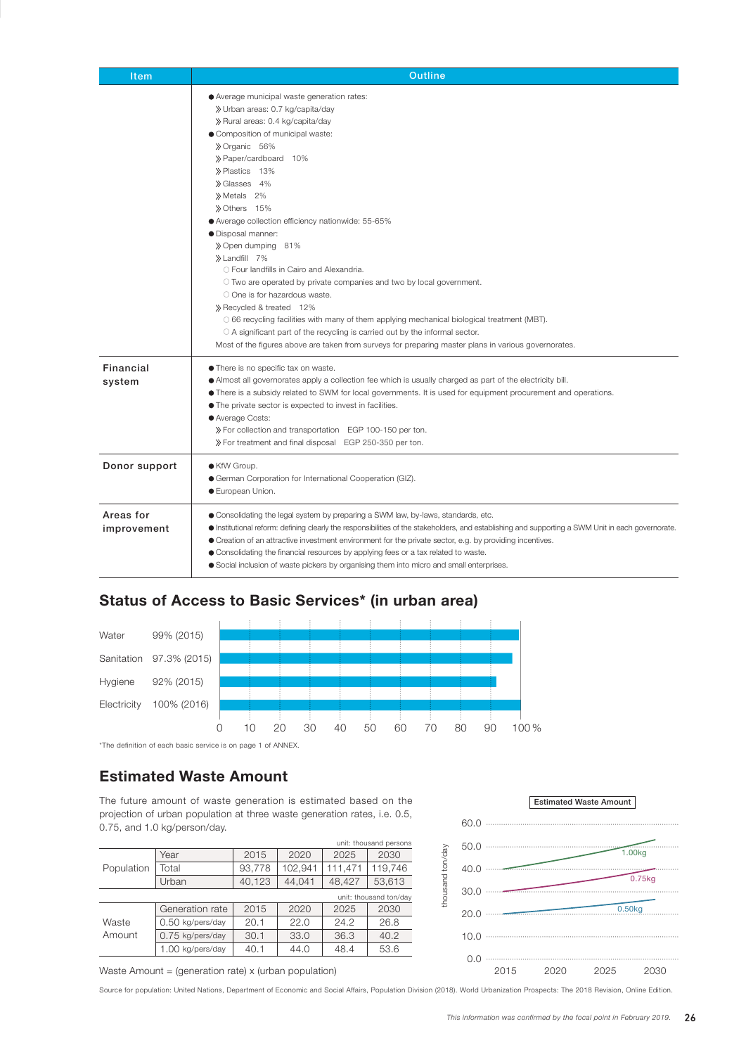| Item | Outline |
| --- | --- |
| | ● Average municipal waste generation rates:<br>》Urban areas: 0.7 kg/capita/day<br>》Rural areas: 0.4 kg/capita/day<br>● Composition of municipal waste:<br>》Organic 56%<br>》Paper/cardboard 10%<br>》Plastics 13%<br>》Glasses 4%<br>》Metals 2%<br>》Others 15%<br>● Average collection efficiency nationwide: 55-65%<br>● Disposal manner:<br>》Open dumping 81%<br>》Landfill 7%<br>○ Four landfills in Cairo and Alexandria.<br>○ Two are operated by private companies and two by local government.<br>○ One is for hazardous waste.<br>》Recycled & treated 12%<br>○ 66 recycling facilities with many of them applying mechanical biological treatment (MBT).<br>○ A significant part of the recycling is carried out by the informal sector.<br>Most of the figures above are taken from surveys for preparing master plans in various governorates. |
| Financial system | ● There is no specific tax on waste.<br>● Almost all governorates apply a collection fee which is usually charged as part of the electricity bill.<br>● There is a subsidy related to SWM for local governments. It is used for equipment procurement and operations.<br>● The private sector is expected to invest in facilities.<br>● Average Costs:<br>》For collection and transportation EGP 100-150 per ton.<br>》For treatment and final disposal EGP 250-350 per ton. |
| Donor support | ● KfW Group.<br>● German Corporation for International Cooperation (GIZ).<br>● European Union. |
| Areas for improvement | ● Consolidating the legal system by preparing a SWM law, by-laws, standards, etc.<br>● Institutional reform: defining clearly the responsibilities of the stakeholders, and establishing and supporting a SWM Unit in each governorate.<br>● Creation of an attractive investment environment for the private sector, e.g. by providing incentives.<br>● Consolidating the financial resources by applying fees or a tax related to waste.<br>● Social inclusion of waste pickers by organising them into micro and small enterprises. |

## Status of Access to Basic Services* (in urban area)

Water 99% (2015)
Sanitation 97.3% (2015)
Hygiene 92% (2015)
Electricity 100% (2016)

0 10 20 30 40 50 60 70 80 90 100%

*The definition of each basic service is on page 1 of ANNEX.

## Estimated Waste Amount

The future amount of waste generation is estimated based on the projection of urban population at three waste generation rates, i.e. 0.5, 0.75, and 1.0 kg/person/day.

unit: thousand persons

| | Year | 2015 | 2020 | 2025 | 2030 |
| --- | --- | --- | --- | --- | --- |
| Population | Total | 93,778 | 102,941 | 111,471 | 119,746 |
| | Urban | 40,123 | 44,041 | 48,427 | 53,613 |

unit: thousand ton/day

| | Generation rate | 2015 | 2020 | 2025 | 2030 |
| --- | --- | --- | --- | --- | --- |
| Waste Amount | 0.50 kg/pers/day | 20.1 | 22.0 | 24.2 | 26.8 |
| | 0.75 kg/pers/day | 30.1 | 33.0 | 36.3 | 40.2 |
| | 1.00 kg/pers/day | 40.1 | 44.0 | 48.4 | 53.6 |

Waste Amount = (generation rate) x (urban population)

Estimated Waste Amount

thousand ton/day

60.0
50.0
40.0
30.0
20.0
10.0
0.0

1.00kg
0.75kg
0.50kg

2015 2020 2025 2030

Source for population: United Nations, Department of Economic and Social Affairs, Population Division (2018). World Urbanization Prospects: The 2018 Revision, Online Edition.

*This information was confirmed by the focal point in February 2019.*